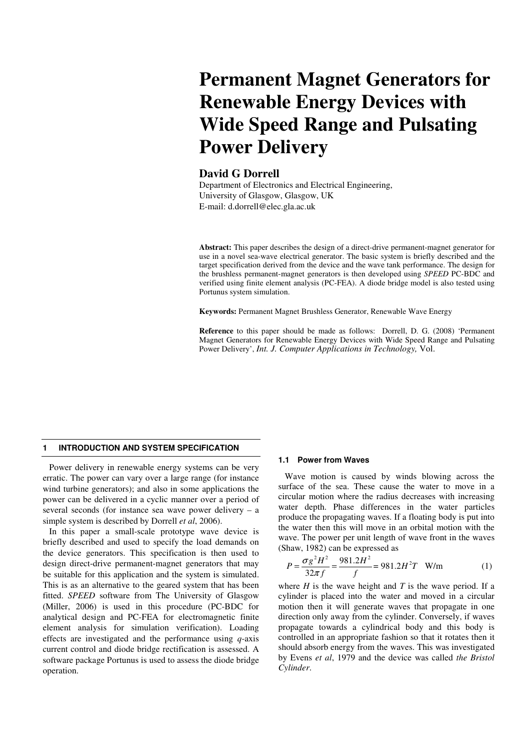# Permanent Magnet Generators for Renewable Energy Devices with Wide Speed Range and Pulsating Power Delivery

**David G Dorrell**

Department of Electronics and Electrical Engineering,
University of Glasgow, Glasgow, UK
E-mail: d.dorrell@elec.gla.ac.uk

**Abstract:** This paper describes the design of a direct-drive permanent-magnet generator for use in a novel sea-wave electrical generator. The basic system is briefly described and the target specification derived from the device and the wave tank performance. The design for the brushless permanent-magnet generators is then developed using *SPEED* PC-BDC and verified using finite element analysis (PC-FEA). A diode bridge model is also tested using Portunus system simulation.

**Keywords:** Permanent Magnet Brushless Generator, Renewable Wave Energy

**Reference** to this paper should be made as follows: Dorrell, D. G. (2008) 'Permanent Magnet Generators for Renewable Energy Devices with Wide Speed Range and Pulsating Power Delivery', *Int. J. Computer Applications in Technology,* Vol.

## 1 INTRODUCTION AND SYSTEM SPECIFICATION

Power delivery in renewable energy systems can be very erratic. The power can vary over a large range (for instance wind turbine generators); and also in some applications the power can be delivered in a cyclic manner over a period of several seconds (for instance sea wave power delivery – a simple system is described by Dorrell *et al*, 2006).

In this paper a small-scale prototype wave device is briefly described and used to specify the load demands on the device generators. This specification is then used to design direct-drive permanent-magnet generators that may be suitable for this application and the system is simulated. This is as an alternative to the geared system that has been fitted. *SPEED* software from The University of Glasgow (Miller, 2006) is used in this procedure (PC-BDC for analytical design and PC-FEA for electromagnetic finite element analysis for simulation verification). Loading effects are investigated and the performance using *q*-axis current control and diode bridge rectification is assessed. A software package Portunus is used to assess the diode bridge operation.

### 1.1 Power from Waves

Wave motion is caused by winds blowing across the surface of the sea. These cause the water to move in a circular motion where the radius decreases with increasing water depth. Phase differences in the water particles produce the propagating waves. If a floating body is put into the water then this will move in an orbital motion with the wave. The power per unit length of wave front in the waves (Shaw, 1982) can be expressed as

$$P = \frac{\sigma g^2 H^2}{32\pi f} = \frac{981.2H^2}{f} = 981.2H^2T \quad \text{W/m} \tag{1}$$

where $H$ is the wave height and $T$ is the wave period. If a cylinder is placed into the water and moved in a circular motion then it will generate waves that propagate in one direction only away from the cylinder. Conversely, if waves propagate towards a cylindrical body and this body is controlled in an appropriate fashion so that it rotates then it should absorb energy from the waves. This was investigated by Evens *et al*, 1979 and the device was called *the Bristol Cylinder*.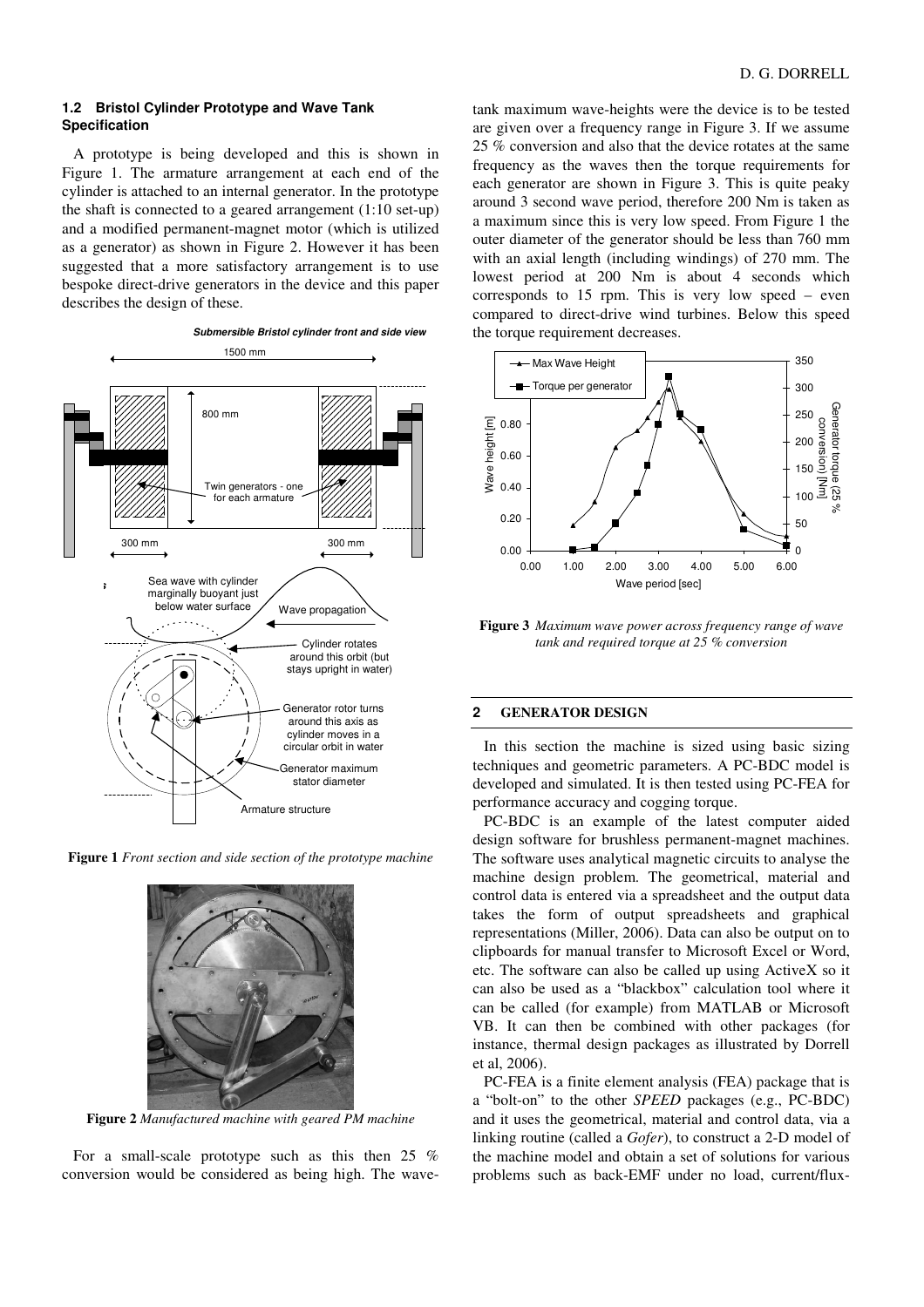### 1.2 Bristol Cylinder Prototype and Wave Tank Specification

A prototype is being developed and this is shown in Figure 1. The armature arrangement at each end of the cylinder is attached to an internal generator. In the prototype the shaft is connected to a geared arrangement (1:10 set-up) and a modified permanent-magnet motor (which is utilized as a generator) as shown in Figure 2. However it has been suggested that a more satisfactory arrangement is to use bespoke direct-drive generators in the device and this paper describes the design of these.

**Figure 1** *Front section and side section of the prototype machine*

**Figure 2** *Manufactured machine with geared PM machine*

For a small-scale prototype such as this then 25 % conversion would be considered as being high. The wave-tank maximum wave-heights were the device is to be tested are given over a frequency range in Figure 3. If we assume 25 % conversion and also that the device rotates at the same frequency as the waves then the torque requirements for each generator are shown in Figure 3. This is quite peaky around 3 second wave period, therefore 200 Nm is taken as a maximum since this is very low speed. From Figure 1 the outer diameter of the generator should be less than 760 mm with an axial length (including windings) of 270 mm. The lowest period at 200 Nm is about 4 seconds which corresponds to 15 rpm. This is very low speed – even compared to direct-drive wind turbines. Below this speed the torque requirement decreases.

**Figure 3** *Maximum wave power across frequency range of wave tank and required torque at 25 % conversion*

## 2 GENERATOR DESIGN

In this section the machine is sized using basic sizing techniques and geometric parameters. A PC-BDC model is developed and simulated. It is then tested using PC-FEA for performance accuracy and cogging torque.

PC-BDC is an example of the latest computer aided design software for brushless permanent-magnet machines. The software uses analytical magnetic circuits to analyse the machine design problem. The geometrical, material and control data is entered via a spreadsheet and the output data takes the form of output spreadsheets and graphical representations (Miller, 2006). Data can also be output on to clipboards for manual transfer to Microsoft Excel or Word, etc. The software can also be called up using ActiveX so it can also be used as a "blackbox" calculation tool where it can be called (for example) from MATLAB or Microsoft VB. It can then be combined with other packages (for instance, thermal design packages as illustrated by Dorrell et al, 2006).

PC-FEA is a finite element analysis (FEA) package that is a "bolt-on" to the other *SPEED* packages (e.g., PC-BDC) and it uses the geometrical, material and control data, via a linking routine (called a *Gofer*), to construct a 2-D model of the machine model and obtain a set of solutions for various problems such as back-EMF under no load, current/flux-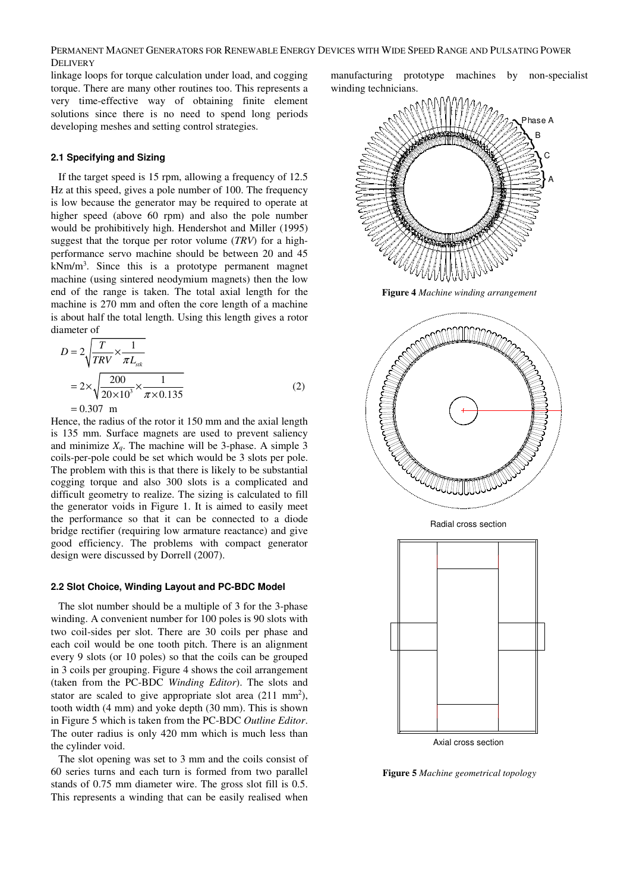linkage loops for torque calculation under load, and cogging torque. There are many other routines too. This represents a very time-effective way of obtaining finite element solutions since there is no need to spend long periods developing meshes and setting control strategies.

### 2.1 Specifying and Sizing

If the target speed is 15 rpm, allowing a frequency of 12.5 Hz at this speed, gives a pole number of 100. The frequency is low because the generator may be required to operate at higher speed (above 60 rpm) and also the pole number would be prohibitively high. Hendershot and Miller (1995) suggest that the torque per rotor volume (*TRV*) for a high-performance servo machine should be between 20 and 45 kNm/m$^3$. Since this is a prototype permanent magnet machine (using sintered neodymium magnets) then the low end of the range is taken. The total axial length for the machine is 270 mm and often the core length of a machine is about half the total length. Using this length gives a rotor diameter of

$$
\begin{aligned}
D &= 2\sqrt{\frac{T}{TRV}\times\frac{1}{\pi L_{stk}}} \\
&= 2\times\sqrt{\frac{200}{20\times10^3}\times\frac{1}{\pi\times0.135}} \qquad (2)\\
&= 0.307 \text{ m}
\end{aligned}
$$

Hence, the radius of the rotor it 150 mm and the axial length is 135 mm. Surface magnets are used to prevent saliency and minimize $X_q$. The machine will be 3-phase. A simple 3 coils-per-pole could be set which would be 3 slots per pole. The problem with this is that there is likely to be substantial cogging torque and also 300 slots is a complicated and difficult geometry to realize. The sizing is calculated to fill the generator voids in Figure 1. It is aimed to easily meet the performance so that it can be connected to a diode bridge rectifier (requiring low armature reactance) and give good efficiency. The problems with compact generator design were discussed by Dorrell (2007).

### 2.2 Slot Choice, Winding Layout and PC-BDC Model

The slot number should be a multiple of 3 for the 3-phase winding. A convenient number for 100 poles is 90 slots with two coil-sides per slot. There are 30 coils per phase and each coil would be one tooth pitch. There is an alignment every 9 slots (or 10 poles) so that the coils can be grouped in 3 coils per grouping. Figure 4 shows the coil arrangement (taken from the PC-BDC *Winding Editor*). The slots and stator are scaled to give appropriate slot area (211 mm$^2$), tooth width (4 mm) and yoke depth (30 mm). This is shown in Figure 5 which is taken from the PC-BDC *Outline Editor*. The outer radius is only 420 mm which is much less than the cylinder void.

The slot opening was set to 3 mm and the coils consist of 60 series turns and each turn is formed from two parallel stands of 0.75 mm diameter wire. The gross slot fill is 0.5. This represents a winding that can be easily realised when manufacturing prototype machines by non-specialist winding technicians.

**Figure 4** *Machine winding arrangement*

Radial cross section

Axial cross section

**Figure 5** *Machine geometrical topology*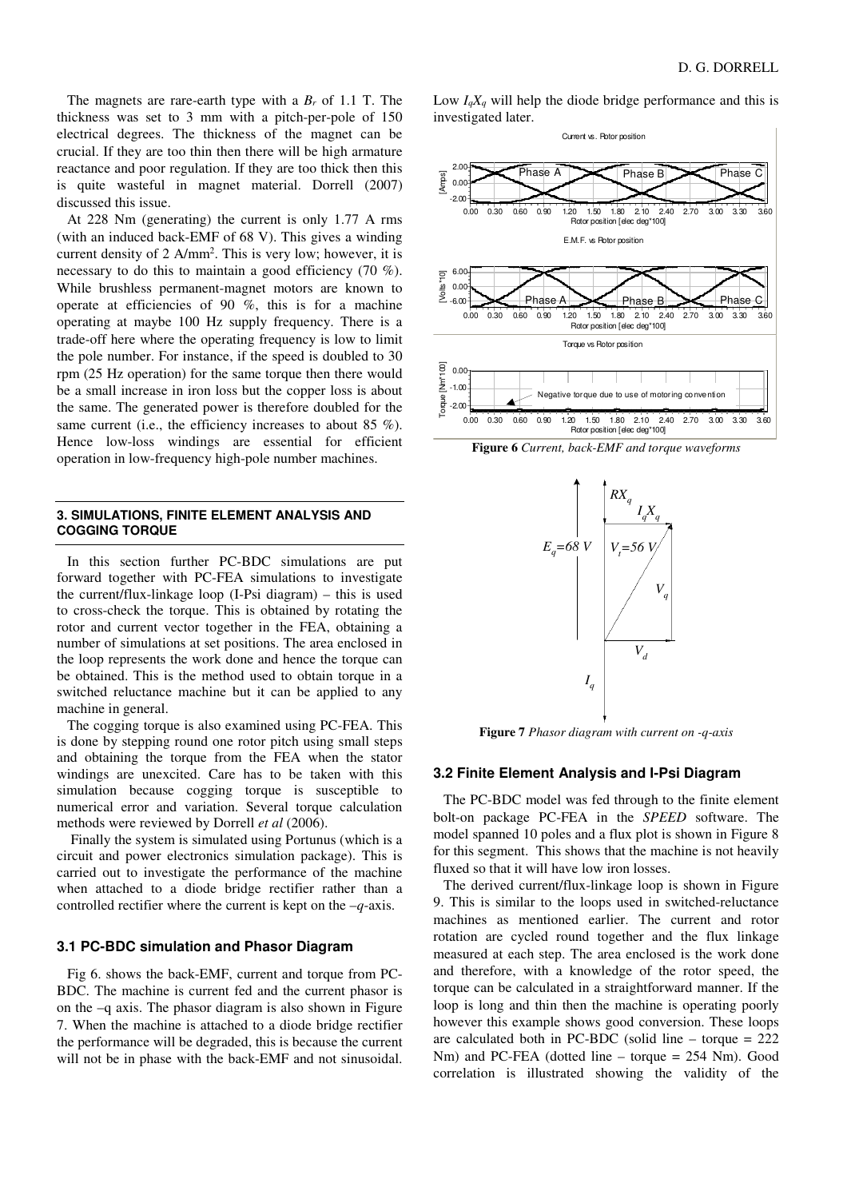The magnets are rare-earth type with a $B_r$ of 1.1 T. The thickness was set to 3 mm with a pitch-per-pole of 150 electrical degrees. The thickness of the magnet can be crucial. If they are too thin then there will be high armature reactance and poor regulation. If they are too thick then this is quite wasteful in magnet material. Dorrell (2007) discussed this issue.

At 228 Nm (generating) the current is only 1.77 A rms (with an induced back-EMF of 68 V). This gives a winding current density of 2 A/mm$^2$. This is very low; however, it is necessary to do this to maintain a good efficiency (70 %). While brushless permanent-magnet motors are known to operate at efficiencies of 90 %, this is for a machine operating at maybe 100 Hz supply frequency. There is a trade-off here where the operating frequency is low to limit the pole number. For instance, if the speed is doubled to 30 rpm (25 Hz operation) for the same torque then there would be a small increase in iron loss but the copper loss is about the same. The generated power is therefore doubled for the same current (i.e., the efficiency increases to about 85 %). Hence low-loss windings are essential for efficient operation in low-frequency high-pole number machines.

## 3. SIMULATIONS, FINITE ELEMENT ANALYSIS AND COGGING TORQUE

In this section further PC-BDC simulations are put forward together with PC-FEA simulations to investigate the current/flux-linkage loop (I-Psi diagram) – this is used to cross-check the torque. This is obtained by rotating the rotor and current vector together in the FEA, obtaining a number of simulations at set positions. The area enclosed in the loop represents the work done and hence the torque can be obtained. This is the method used to obtain torque in a switched reluctance machine but it can be applied to any machine in general.

The cogging torque is also examined using PC-FEA. This is done by stepping round one rotor pitch using small steps and obtaining the torque from the FEA when the stator windings are unexcited. Care has to be taken with this simulation because cogging torque is susceptible to numerical error and variation. Several torque calculation methods were reviewed by Dorrell *et al* (2006).

Finally the system is simulated using Portunus (which is a circuit and power electronics simulation package). This is carried out to investigate the performance of the machine when attached to a diode bridge rectifier rather than a controlled rectifier where the current is kept on the $-q$-axis.

### 3.1 PC-BDC simulation and Phasor Diagram

Fig 6. shows the back-EMF, current and torque from PC-BDC. The machine is current fed and the current phasor is on the –q axis. The phasor diagram is also shown in Figure 7. When the machine is attached to a diode bridge rectifier the performance will be degraded, this is because the current will not be in phase with the back-EMF and not sinusoidal. Low $I_qX_q$ will help the diode bridge performance and this is investigated later.

**Figure 6** *Current, back-EMF and torque waveforms*

**Figure 7** *Phasor diagram with current on -q-axis*

### 3.2 Finite Element Analysis and I-Psi Diagram

The PC-BDC model was fed through to the finite element bolt-on package PC-FEA in the *SPEED* software. The model spanned 10 poles and a flux plot is shown in Figure 8 for this segment. This shows that the machine is not heavily fluxed so that it will have low iron losses.

The derived current/flux-linkage loop is shown in Figure 9. This is similar to the loops used in switched-reluctance machines as mentioned earlier. The current and rotor rotation are cycled round together and the flux linkage measured at each step. The area enclosed is the work done and therefore, with a knowledge of the rotor speed, the torque can be calculated in a straightforward manner. If the loop is long and thin then the machine is operating poorly however this example shows good conversion. These loops are calculated both in PC-BDC (solid line – torque = 222 Nm) and PC-FEA (dotted line – torque = 254 Nm). Good correlation is illustrated showing the validity of the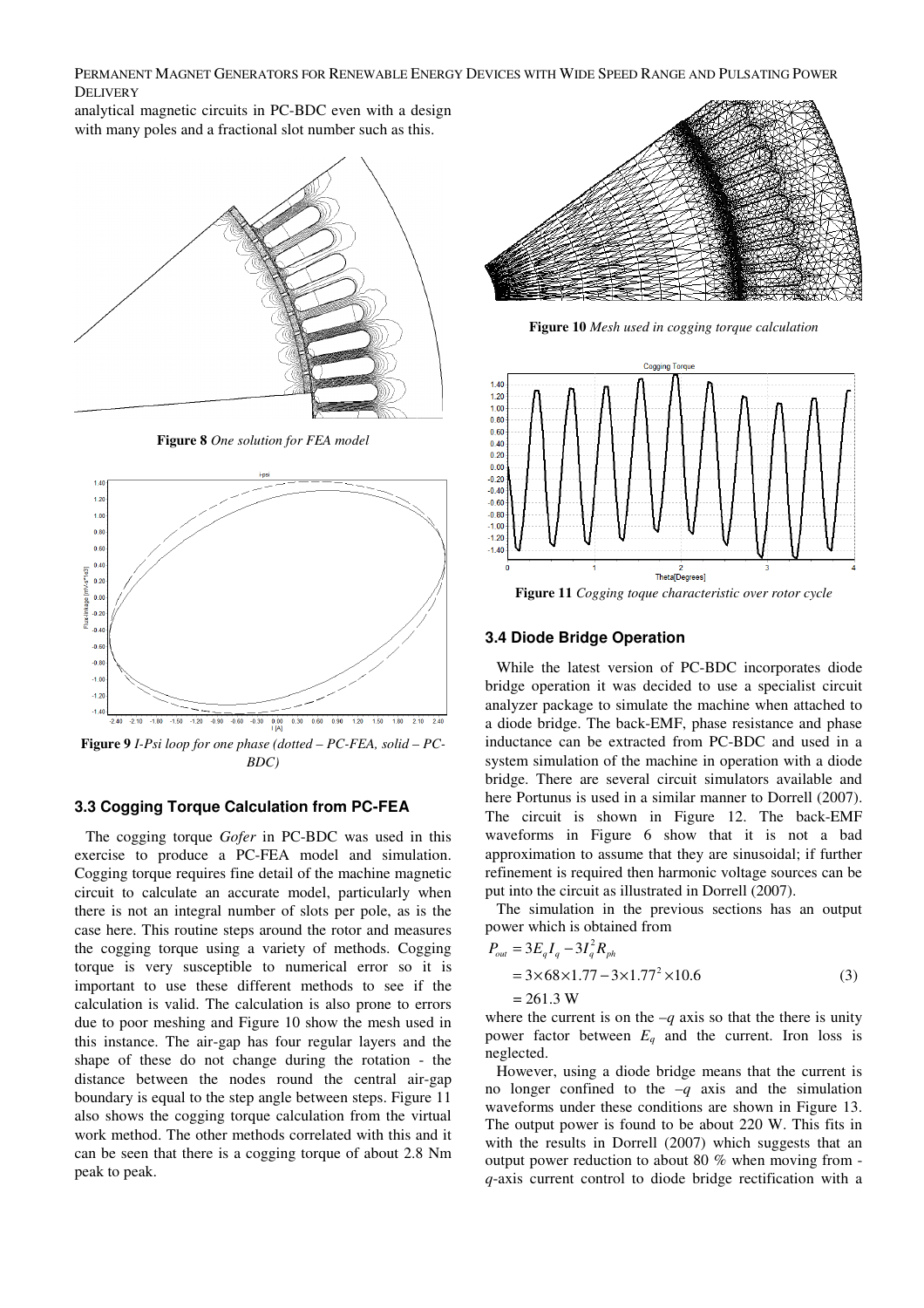analytical magnetic circuits in PC-BDC even with a design with many poles and a fractional slot number such as this.

**Figure 8** *One solution for FEA model*

**Figure 9** *I-Psi loop for one phase (dotted – PC-FEA, solid – PC-BDC)*

### 3.3 Cogging Torque Calculation from PC-FEA

The cogging torque *Gofer* in PC-BDC was used in this exercise to produce a PC-FEA model and simulation. Cogging torque requires fine detail of the machine magnetic circuit to calculate an accurate model, particularly when there is not an integral number of slots per pole, as is the case here. This routine steps around the rotor and measures the cogging torque using a variety of methods. Cogging torque is very susceptible to numerical error so it is important to use these different methods to see if the calculation is valid. The calculation is also prone to errors due to poor meshing and Figure 10 show the mesh used in this instance. The air-gap has four regular layers and the shape of these do not change during the rotation - the distance between the nodes round the central air-gap boundary is equal to the step angle between steps. Figure 11 also shows the cogging torque calculation from the virtual work method. The other methods correlated with this and it can be seen that there is a cogging torque of about 2.8 Nm peak to peak.

**Figure 10** *Mesh used in cogging torque calculation*

**Figure 11** *Cogging toque characteristic over rotor cycle*

### 3.4 Diode Bridge Operation

While the latest version of PC-BDC incorporates diode bridge operation it was decided to use a specialist circuit analyzer package to simulate the machine when attached to a diode bridge. The back-EMF, phase resistance and phase inductance can be extracted from PC-BDC and used in a system simulation of the machine in operation with a diode bridge. There are several circuit simulators available and here Portunus is used in a similar manner to Dorrell (2007). The circuit is shown in Figure 12. The back-EMF waveforms in Figure 6 show that it is not a bad approximation to assume that they are sinusoidal; if further refinement is required then harmonic voltage sources can be put into the circuit as illustrated in Dorrell (2007).

The simulation in the previous sections has an output power which is obtained from

$$\begin{aligned} P_{out} &= 3E_q I_q - 3I_q^2 R_{ph} \\ &= 3\times 68\times 1.77 - 3\times 1.77^2 \times 10.6 \\ &= 261.3 \text{ W} \end{aligned} \tag{3}$$

where the current is on the $-q$ axis so that the there is unity power factor between $E_q$ and the current. Iron loss is neglected.

However, using a diode bridge means that the current is no longer confined to the $-q$ axis and the simulation waveforms under these conditions are shown in Figure 13. The output power is found to be about 220 W. This fits in with the results in Dorrell (2007) which suggests that an output power reduction to about 80 % when moving from -$q$-axis current control to diode bridge rectification with a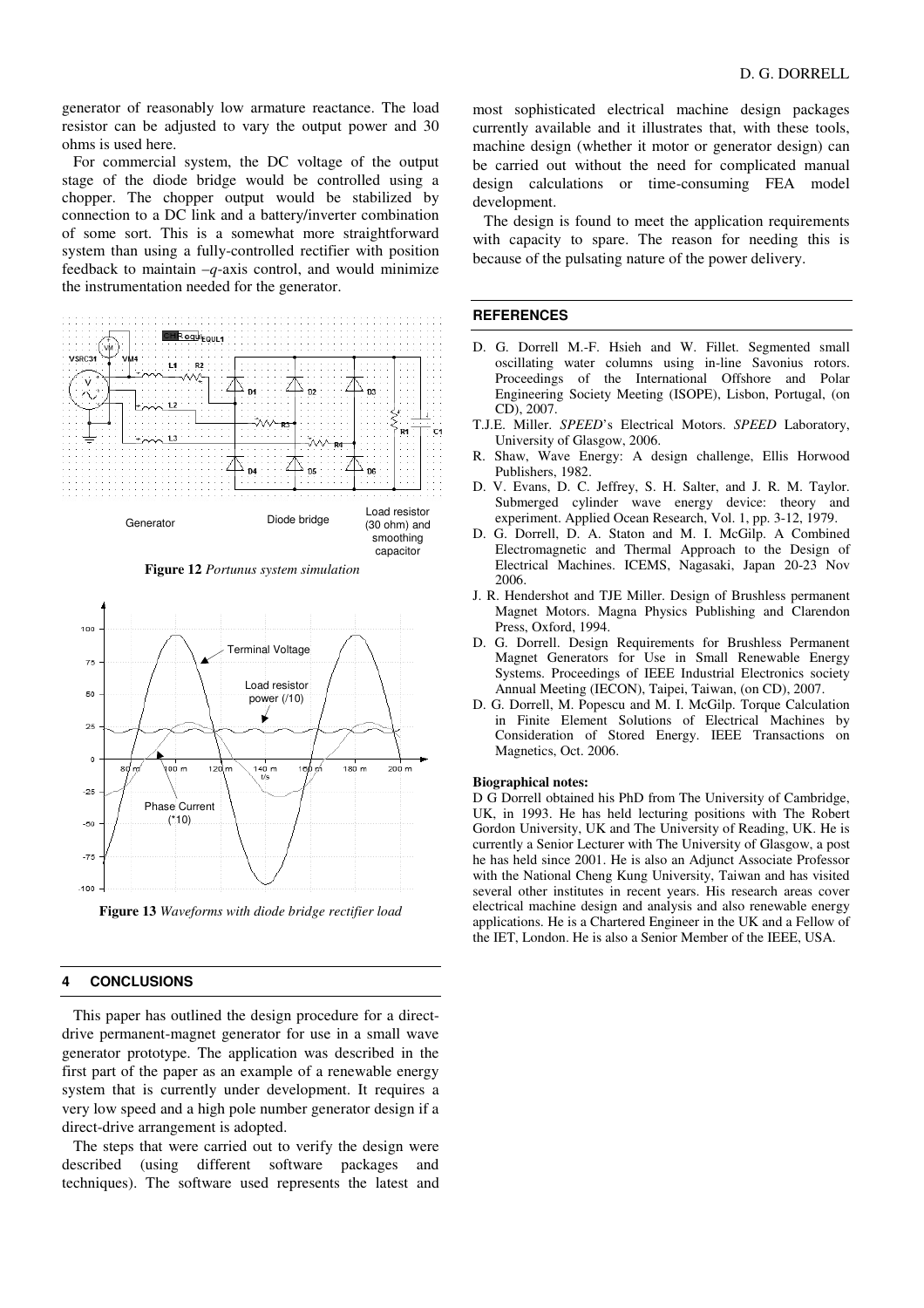generator of reasonably low armature reactance. The load resistor can be adjusted to vary the output power and 30 ohms is used here.

For commercial system, the DC voltage of the output stage of the diode bridge would be controlled using a chopper. The chopper output would be stabilized by connection to a DC link and a battery/inverter combination of some sort. This is a somewhat more straightforward system than using a fully-controlled rectifier with position feedback to maintain $-q$-axis control, and would minimize the instrumentation needed for the generator.

VSRC31
VM4
VM
EQUL1
L1
R2
L2
L3
R3
R4
D1
D2
D3
D4
D5
D6
R1
C1
Generator
Diode bridge
Load resistor (30 ohm) and smoothing capacitor

**Figure 12** *Portunus system simulation*

100
75
50
25
0
-25
-50
-75
-100
80 m
100 m
120 m
140 m
t/s
160 m
180 m
200 m
Terminal Voltage
Load resistor power (/10)
Phase Current (*10)

**Figure 13** *Waveforms with diode bridge rectifier load*

## 4 CONCLUSIONS

This paper has outlined the design procedure for a direct-drive permanent-magnet generator for use in a small wave generator prototype. The application was described in the first part of the paper as an example of a renewable energy system that is currently under development. It requires a very low speed and a high pole number generator design if a direct-drive arrangement is adopted.

The steps that were carried out to verify the design were described (using different software packages and techniques). The software used represents the latest and most sophisticated electrical machine design packages currently available and it illustrates that, with these tools, machine design (whether it motor or generator design) can be carried out without the need for complicated manual design calculations or time-consuming FEA model development.

The design is found to meet the application requirements with capacity to spare. The reason for needing this is because of the pulsating nature of the power delivery.

## REFERENCES

- D. G. Dorrell M.-F. Hsieh and W. Fillet. Segmented small oscillating water columns using in-line Savonius rotors. Proceedings of the International Offshore and Polar Engineering Society Meeting (ISOPE), Lisbon, Portugal, (on CD), 2007.
- T.J.E. Miller. *SPEED*'s Electrical Motors. *SPEED* Laboratory, University of Glasgow, 2006.
- R. Shaw, Wave Energy: A design challenge, Ellis Horwood Publishers, 1982.
- D. V. Evans, D. C. Jeffrey, S. H. Salter, and J. R. M. Taylor. Submerged cylinder wave energy device: theory and experiment. Applied Ocean Research, Vol. 1, pp. 3-12, 1979.
- D. G. Dorrell, D. A. Staton and M. I. McGilp. A Combined Electromagnetic and Thermal Approach to the Design of Electrical Machines. ICEMS, Nagasaki, Japan 20-23 Nov 2006.
- J. R. Hendershot and TJE Miller. Design of Brushless permanent Magnet Motors. Magna Physics Publishing and Clarendon Press, Oxford, 1994.
- D. G. Dorrell. Design Requirements for Brushless Permanent Magnet Generators for Use in Small Renewable Energy Systems. Proceedings of IEEE Industrial Electronics society Annual Meeting (IECON), Taipei, Taiwan, (on CD), 2007.
- D. G. Dorrell, M. Popescu and M. I. McGilp. Torque Calculation in Finite Element Solutions of Electrical Machines by Consideration of Stored Energy. IEEE Transactions on Magnetics, Oct. 2006.

**Biographical notes:**

D G Dorrell obtained his PhD from The University of Cambridge, UK, in 1993. He has held lecturing positions with The Robert Gordon University, UK and The University of Reading, UK. He is currently a Senior Lecturer with The University of Glasgow, a post he has held since 2001. He is also an Adjunct Associate Professor with the National Cheng Kung University, Taiwan and has visited several other institutes in recent years. His research areas cover electrical machine design and analysis and also renewable energy applications. He is a Chartered Engineer in the UK and a Fellow of the IET, London. He is also a Senior Member of the IEEE, USA.